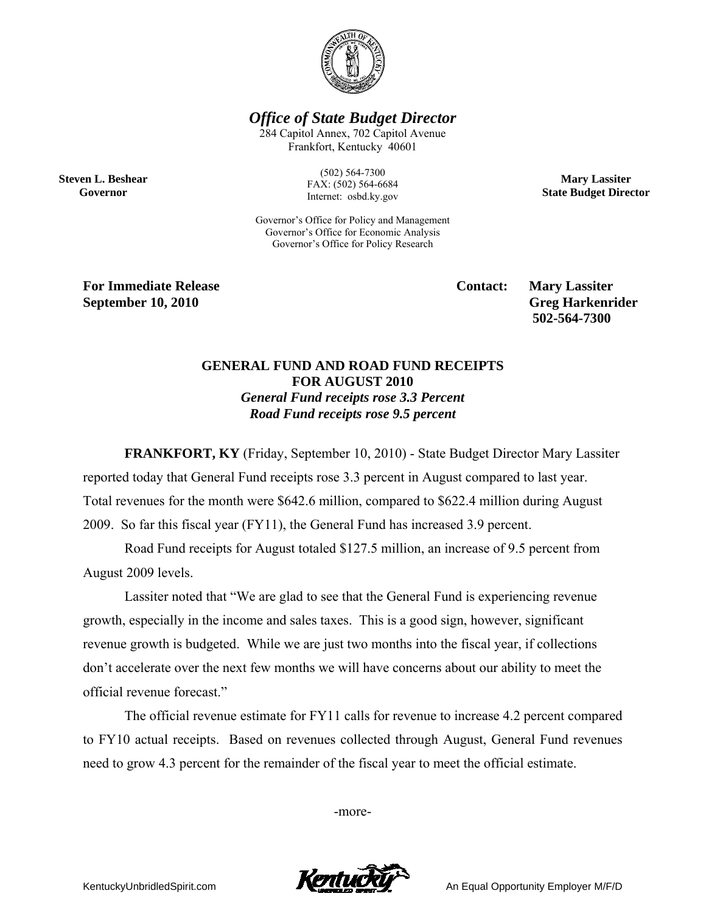# *Office of State Budget Director*

284 Capitol Annex, 702 Capitol Avenue
Frankfort, Kentucky 40601

(502) 564-7300
FAX: (502) 564-6684
Internet: osbd.ky.gov

Governor's Office for Policy and Management
Governor's Office for Economic Analysis
Governor's Office for Policy Research

**Steven L. Beshear**
**Governor**

**Mary Lassiter**
**State Budget Director**

**For Immediate Release**
**September 10, 2010**

**Contact: Mary Lassiter**
**Greg Harkenrider**
**502-564-7300**

## GENERAL FUND AND ROAD FUND RECEIPTS FOR AUGUST 2010

***General Fund receipts rose 3.3 Percent***
***Road Fund receipts rose 9.5 percent***

**FRANKFORT, KY** (Friday, September 10, 2010) - State Budget Director Mary Lassiter reported today that General Fund receipts rose 3.3 percent in August compared to last year. Total revenues for the month were \$642.6 million, compared to \$622.4 million during August 2009. So far this fiscal year (FY11), the General Fund has increased 3.9 percent.

Road Fund receipts for August totaled \$127.5 million, an increase of 9.5 percent from August 2009 levels.

Lassiter noted that "We are glad to see that the General Fund is experiencing revenue growth, especially in the income and sales taxes. This is a good sign, however, significant revenue growth is budgeted. While we are just two months into the fiscal year, if collections don't accelerate over the next few months we will have concerns about our ability to meet the official revenue forecast."

The official revenue estimate for FY11 calls for revenue to increase 4.2 percent compared to FY10 actual receipts. Based on revenues collected through August, General Fund revenues need to grow 4.3 percent for the remainder of the fiscal year to meet the official estimate.

-more-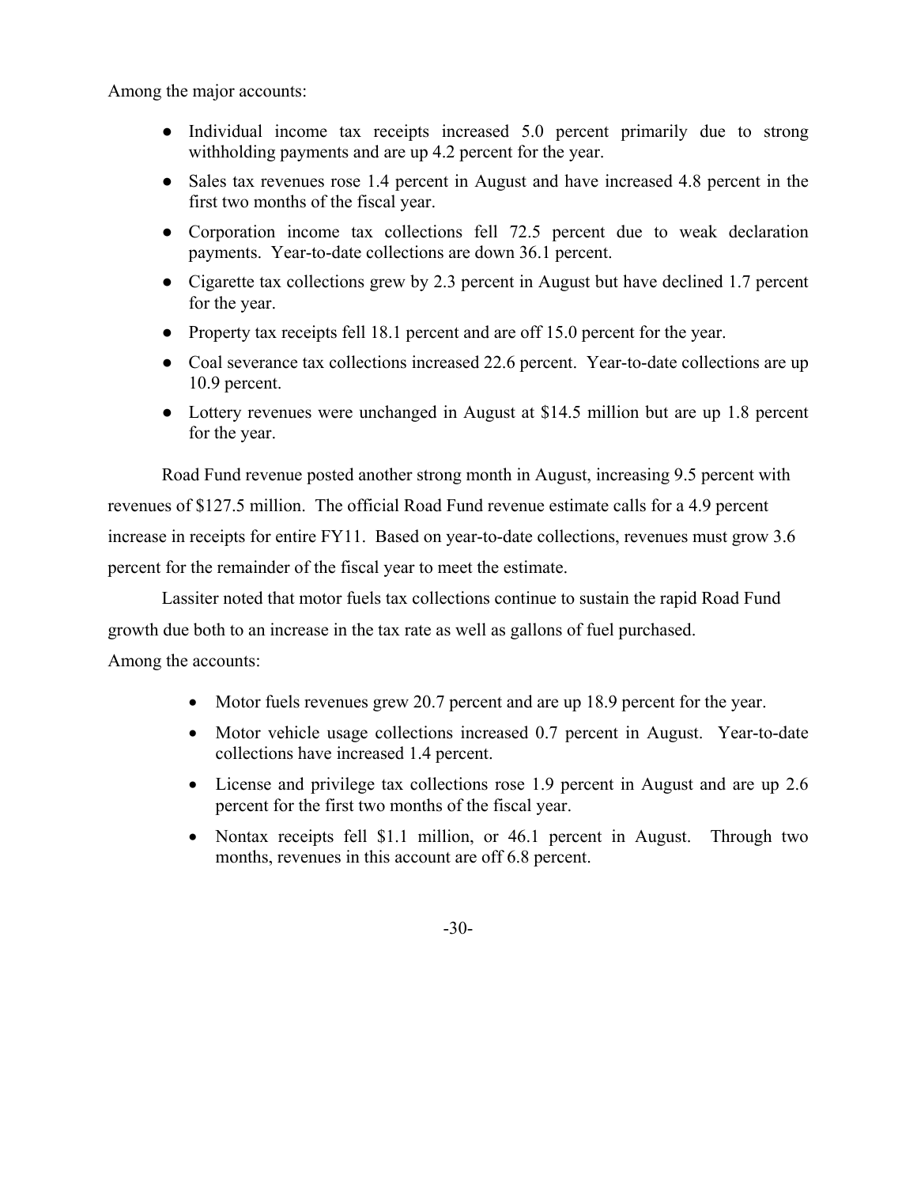Among the major accounts:

- Individual income tax receipts increased 5.0 percent primarily due to strong withholding payments and are up 4.2 percent for the year.
- Sales tax revenues rose 1.4 percent in August and have increased 4.8 percent in the first two months of the fiscal year.
- Corporation income tax collections fell 72.5 percent due to weak declaration payments. Year-to-date collections are down 36.1 percent.
- Cigarette tax collections grew by 2.3 percent in August but have declined 1.7 percent for the year.
- Property tax receipts fell 18.1 percent and are off 15.0 percent for the year.
- Coal severance tax collections increased 22.6 percent. Year-to-date collections are up 10.9 percent.
- Lottery revenues were unchanged in August at $14.5 million but are up 1.8 percent for the year.

Road Fund revenue posted another strong month in August, increasing 9.5 percent with revenues of $127.5 million. The official Road Fund revenue estimate calls for a 4.9 percent increase in receipts for entire FY11. Based on year-to-date collections, revenues must grow 3.6 percent for the remainder of the fiscal year to meet the estimate.

Lassiter noted that motor fuels tax collections continue to sustain the rapid Road Fund growth due both to an increase in the tax rate as well as gallons of fuel purchased.

Among the accounts:

- Motor fuels revenues grew 20.7 percent and are up 18.9 percent for the year.
- Motor vehicle usage collections increased 0.7 percent in August. Year-to-date collections have increased 1.4 percent.
- License and privilege tax collections rose 1.9 percent in August and are up 2.6 percent for the first two months of the fiscal year.
- Nontax receipts fell $1.1 million, or 46.1 percent in August. Through two months, revenues in this account are off 6.8 percent.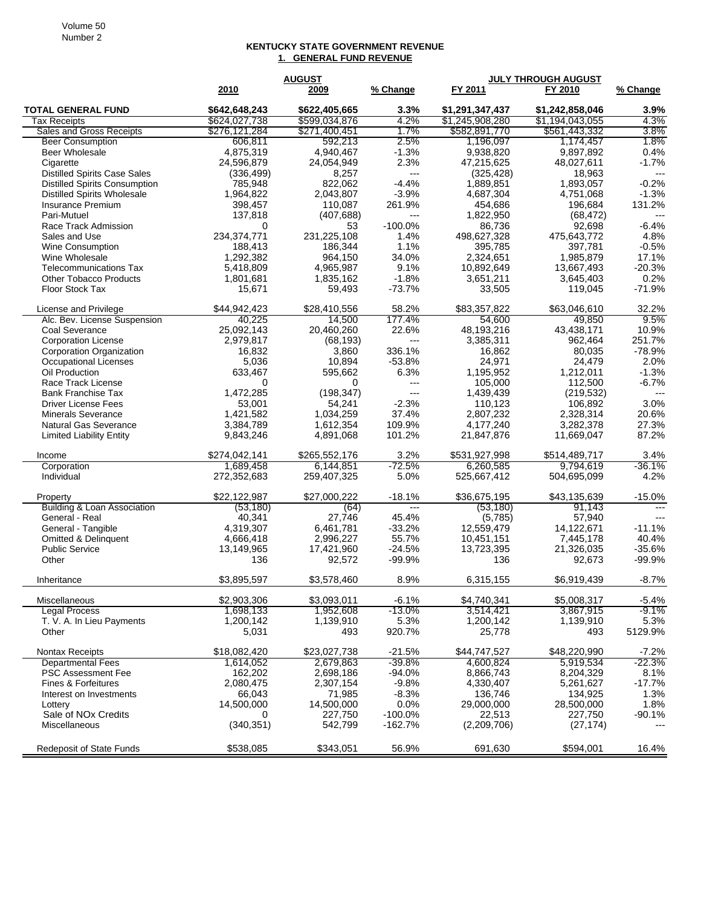**KENTUCKY STATE GOVERNMENT REVENUE**
**1. GENERAL FUND REVENUE**

| | AUGUST | | | JULY THROUGH AUGUST | | |
|---|---|---|---|---|---|---|
| | 2010 | 2009 | % Change | FY 2011 | FY 2010 | % Change |
| **TOTAL GENERAL FUND** | **$642,648,243** | **$622,405,665** | **3.3%** | **$1,291,347,437** | **$1,242,858,046** | **3.9%** |
| Tax Receipts | $624,027,738 | $599,034,876 | 4.2% | $1,245,908,280 | $1,194,043,055 | 4.3% |
| Sales and Gross Receipts | $276,121,284 | $271,400,451 | 1.7% | $582,891,770 | $561,443,332 | 3.8% |
| Beer Consumption | 606,811 | 592,213 | 2.5% | 1,196,097 | 1,174,457 | 1.8% |
| Beer Wholesale | 4,875,319 | 4,940,467 | -1.3% | 9,938,820 | 9,897,892 | 0.4% |
| Cigarette | 24,596,879 | 24,054,949 | 2.3% | 47,215,625 | 48,027,611 | -1.7% |
| Distilled Spirits Case Sales | (336,499) | 8,257 | --- | (325,428) | 18,963 | --- |
| Distilled Spirits Consumption | 785,948 | 822,062 | -4.4% | 1,889,851 | 1,893,057 | -0.2% |
| Distilled Spirits Wholesale | 1,964,822 | 2,043,807 | -3.9% | 4,687,304 | 4,751,068 | -1.3% |
| Insurance Premium | 398,457 | 110,087 | 261.9% | 454,686 | 196,684 | 131.2% |
| Pari-Mutuel | 137,818 | (407,688) | --- | 1,822,950 | (68,472) | --- |
| Race Track Admission | 0 | 53 | -100.0% | 86,736 | 92,698 | -6.4% |
| Sales and Use | 234,374,771 | 231,225,108 | 1.4% | 498,627,328 | 475,643,772 | 4.8% |
| Wine Consumption | 188,413 | 186,344 | 1.1% | 395,785 | 397,781 | -0.5% |
| Wine Wholesale | 1,292,382 | 964,150 | 34.0% | 2,324,651 | 1,985,879 | 17.1% |
| Telecommunications Tax | 5,418,809 | 4,965,987 | 9.1% | 10,892,649 | 13,667,493 | -20.3% |
| Other Tobacco Products | 1,801,681 | 1,835,162 | -1.8% | 3,651,211 | 3,645,403 | 0.2% |
| Floor Stock Tax | 15,671 | 59,493 | -73.7% | 33,505 | 119,045 | -71.9% |
| License and Privilege | $44,942,423 | $28,410,556 | 58.2% | $83,357,822 | $63,046,610 | 32.2% |
| Alc. Bev. License Suspension | 40,225 | 14,500 | 177.4% | 54,600 | 49,850 | 9.5% |
| Coal Severance | 25,092,143 | 20,460,260 | 22.6% | 48,193,216 | 43,438,171 | 10.9% |
| Corporation License | 2,979,817 | (68,193) | --- | 3,385,311 | 962,464 | 251.7% |
| Corporation Organization | 16,832 | 3,860 | 336.1% | 16,862 | 80,035 | -78.9% |
| Occupational Licenses | 5,036 | 10,894 | -53.8% | 24,971 | 24,479 | 2.0% |
| Oil Production | 633,467 | 595,662 | 6.3% | 1,195,952 | 1,212,011 | -1.3% |
| Race Track License | 0 | 0 | --- | 105,000 | 112,500 | -6.7% |
| Bank Franchise Tax | 1,472,285 | (198,347) | --- | 1,439,439 | (219,532) | --- |
| Driver License Fees | 53,001 | 54,241 | -2.3% | 110,123 | 106,892 | 3.0% |
| Minerals Severance | 1,421,582 | 1,034,259 | 37.4% | 2,807,232 | 2,328,314 | 20.6% |
| Natural Gas Severance | 3,384,789 | 1,612,354 | 109.9% | 4,177,240 | 3,282,378 | 27.3% |
| Limited Liability Entity | 9,843,246 | 4,891,068 | 101.2% | 21,847,876 | 11,669,047 | 87.2% |
| Income | $274,042,141 | $265,552,176 | 3.2% | $531,927,998 | $514,489,717 | 3.4% |
| Corporation | 1,689,458 | 6,144,851 | -72.5% | 6,260,585 | 9,794,619 | -36.1% |
| Individual | 272,352,683 | 259,407,325 | 5.0% | 525,667,412 | 504,695,099 | 4.2% |
| Property | $22,122,987 | $27,000,222 | -18.1% | $36,675,195 | $43,135,639 | -15.0% |
| Building & Loan Association | (53,180) | (64) | --- | (53,180) | 91,143 | --- |
| General - Real | 40,341 | 27,746 | 45.4% | (5,785) | 57,940 | --- |
| General - Tangible | 4,319,307 | 6,461,781 | -33.2% | 12,559,479 | 14,122,671 | -11.1% |
| Omitted & Delinquent | 4,666,418 | 2,996,227 | 55.7% | 10,451,151 | 7,445,178 | 40.4% |
| Public Service | 13,149,965 | 17,421,960 | -24.5% | 13,723,395 | 21,326,035 | -35.6% |
| Other | 136 | 92,572 | -99.9% | 136 | 92,673 | -99.9% |
| Inheritance | $3,895,597 | $3,578,460 | 8.9% | 6,315,155 | $6,919,439 | -8.7% |
| Miscellaneous | $2,903,306 | $3,093,011 | -6.1% | $4,740,341 | $5,008,317 | -5.4% |
| Legal Process | 1,698,133 | 1,952,608 | -13.0% | 3,514,421 | 3,867,915 | -9.1% |
| T. V. A. In Lieu Payments | 1,200,142 | 1,139,910 | 5.3% | 1,200,142 | 1,139,910 | 5.3% |
| Other | 5,031 | 493 | 920.7% | 25,778 | 493 | 5129.9% |
| Nontax Receipts | $18,082,420 | $23,027,738 | -21.5% | $44,747,527 | $48,220,990 | -7.2% |
| Departmental Fees | 1,614,052 | 2,679,863 | -39.8% | 4,600,824 | 5,919,534 | -22.3% |
| PSC Assessment Fee | 162,202 | 2,698,186 | -94.0% | 8,866,743 | 8,204,329 | 8.1% |
| Fines & Forfeitures | 2,080,475 | 2,307,154 | -9.8% | 4,330,407 | 5,261,627 | -17.7% |
| Interest on Investments | 66,043 | 71,985 | -8.3% | 136,746 | 134,925 | 1.3% |
| Lottery | 14,500,000 | 14,500,000 | 0.0% | 29,000,000 | 28,500,000 | 1.8% |
| Sale of NOx Credits | 0 | 227,750 | -100.0% | 22,513 | 227,750 | -90.1% |
| Miscellaneous | (340,351) | 542,799 | -162.7% | (2,209,706) | (27,174) | --- |
| Redeposit of State Funds | $538,085 | $343,051 | 56.9% | 691,630 | $594,001 | 16.4% |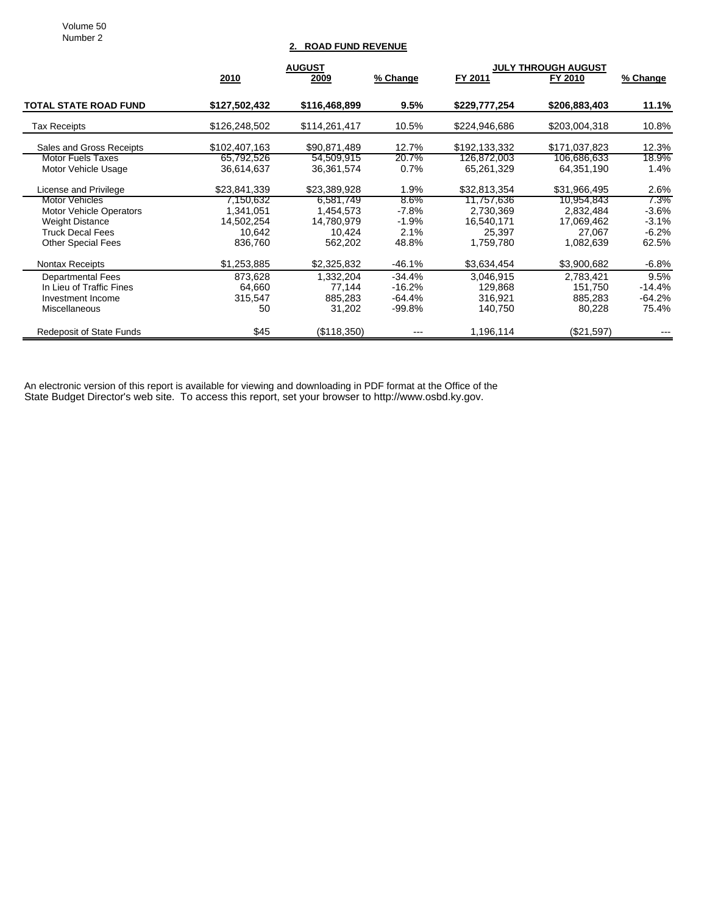## 2. ROAD FUND REVENUE

| | AUGUST | | | JULY THROUGH AUGUST | | |
|---|---|---|---|---|---|---|
| | 2010 | 2009 | % Change | FY 2011 | FY 2010 | % Change |
| **TOTAL STATE ROAD FUND** | **$127,502,432** | **$116,468,899** | **9.5%** | **$229,777,254** | **$206,883,403** | **11.1%** |
| Tax Receipts | $126,248,502 | $114,261,417 | 10.5% | $224,946,686 | $203,004,318 | 10.8% |
| Sales and Gross Receipts | $102,407,163 | $90,871,489 | 12.7% | $192,133,332 | $171,037,823 | 12.3% |
| Motor Fuels Taxes | 65,792,526 | 54,509,915 | 20.7% | 126,872,003 | 106,686,633 | 18.9% |
| Motor Vehicle Usage | 36,614,637 | 36,361,574 | 0.7% | 65,261,329 | 64,351,190 | 1.4% |
| License and Privilege | $23,841,339 | $23,389,928 | 1.9% | $32,813,354 | $31,966,495 | 2.6% |
| Motor Vehicles | 7,150,632 | 6,581,749 | 8.6% | 11,757,636 | 10,954,843 | 7.3% |
| Motor Vehicle Operators | 1,341,051 | 1,454,573 | -7.8% | 2,730,369 | 2,832,484 | -3.6% |
| Weight Distance | 14,502,254 | 14,780,979 | -1.9% | 16,540,171 | 17,069,462 | -3.1% |
| Truck Decal Fees | 10,642 | 10,424 | 2.1% | 25,397 | 27,067 | -6.2% |
| Other Special Fees | 836,760 | 562,202 | 48.8% | 1,759,780 | 1,082,639 | 62.5% |
| Nontax Receipts | $1,253,885 | $2,325,832 | -46.1% | $3,634,454 | $3,900,682 | -6.8% |
| Departmental Fees | 873,628 | 1,332,204 | -34.4% | 3,046,915 | 2,783,421 | 9.5% |
| In Lieu of Traffic Fines | 64,660 | 77,144 | -16.2% | 129,868 | 151,750 | -14.4% |
| Investment Income | 315,547 | 885,283 | -64.4% | 316,921 | 885,283 | -64.2% |
| Miscellaneous | 50 | 31,202 | -99.8% | 140,750 | 80,228 | 75.4% |
| Redeposit of State Funds | $45 | ($118,350) | --- | 1,196,114 | ($21,597) | --- |

An electronic version of this report is available for viewing and downloading in PDF format at the Office of the State Budget Director's web site. To access this report, set your browser to http://www.osbd.ky.gov.